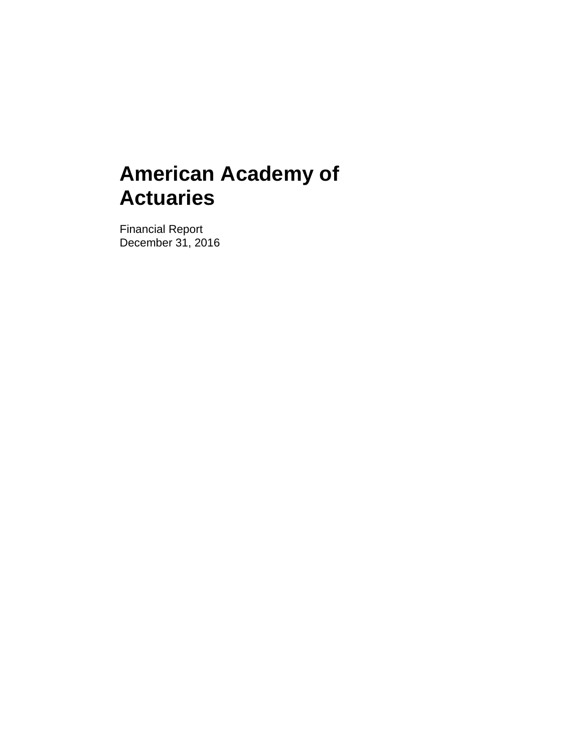# American Academy of Actuaries

Financial Report
December 31, 2016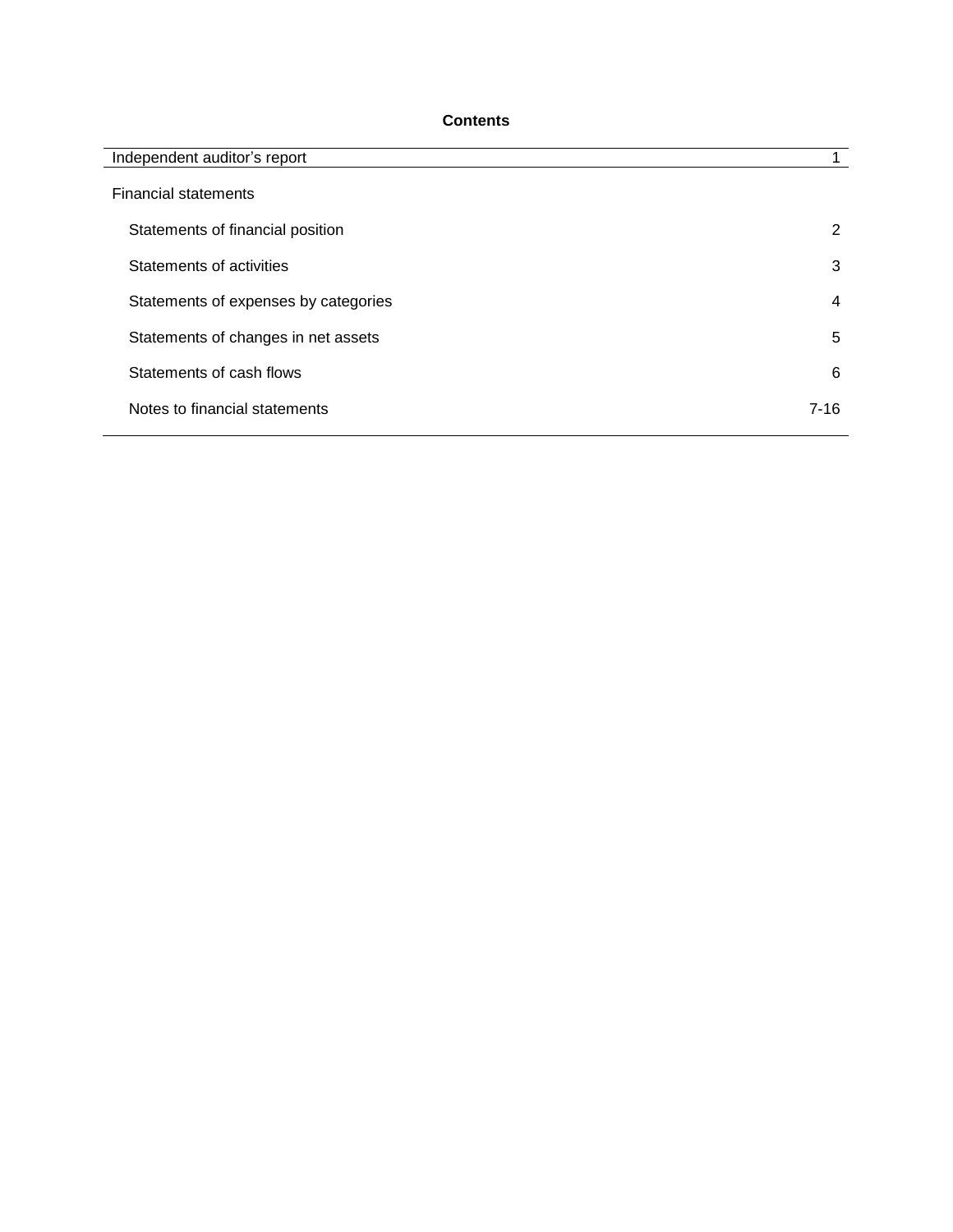## Contents

| | |
|---|---|
| Independent auditor's report | 1 |
| Financial statements | |
| Statements of financial position | 2 |
| Statements of activities | 3 |
| Statements of expenses by categories | 4 |
| Statements of changes in net assets | 5 |
| Statements of cash flows | 6 |
| Notes to financial statements | 7-16 |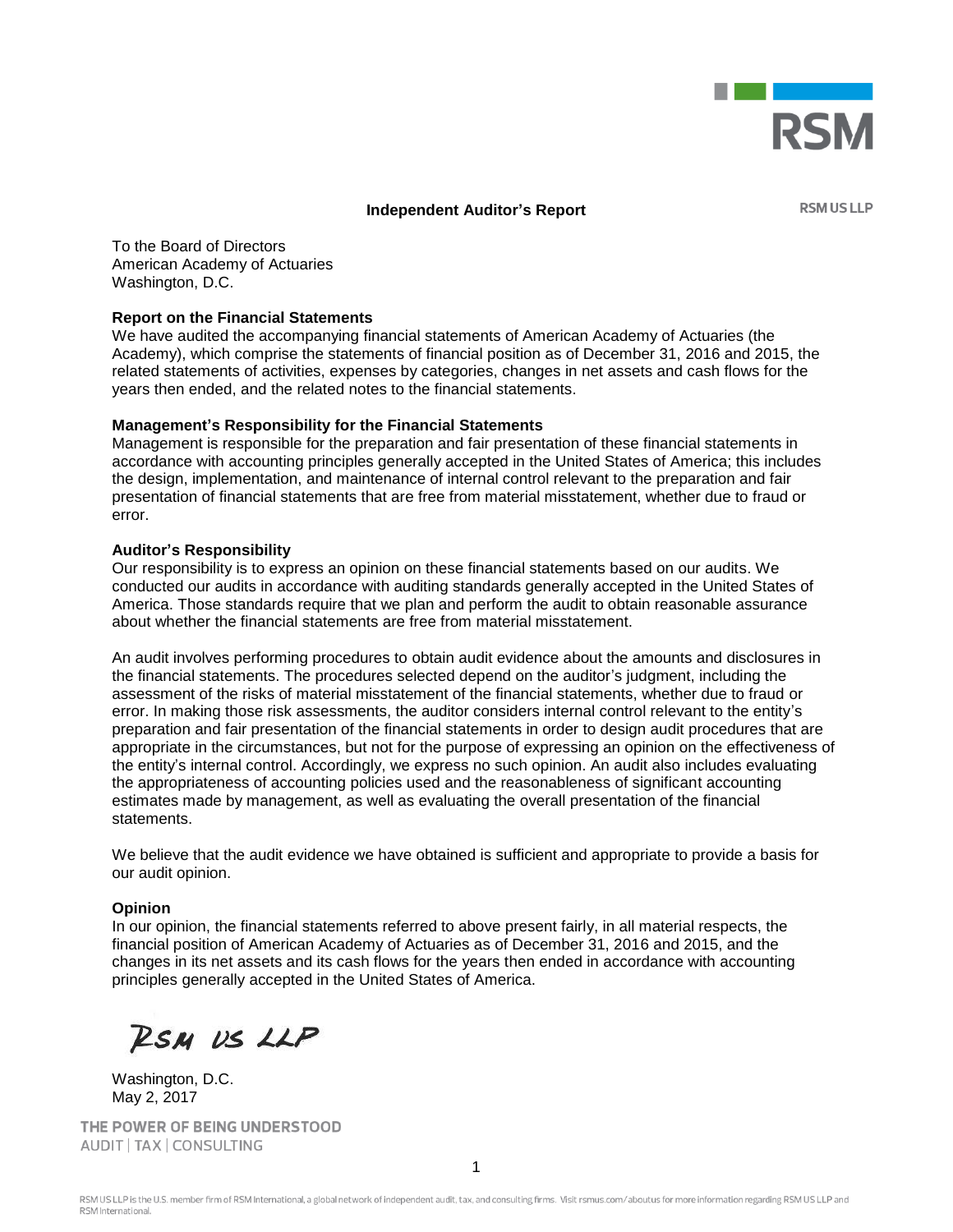RSM

# Independent Auditor's Report

RSM US LLP

To the Board of Directors
American Academy of Actuaries
Washington, D.C.

**Report on the Financial Statements**

We have audited the accompanying financial statements of American Academy of Actuaries (the Academy), which comprise the statements of financial position as of December 31, 2016 and 2015, the related statements of activities, expenses by categories, changes in net assets and cash flows for the years then ended, and the related notes to the financial statements.

**Management's Responsibility for the Financial Statements**

Management is responsible for the preparation and fair presentation of these financial statements in accordance with accounting principles generally accepted in the United States of America; this includes the design, implementation, and maintenance of internal control relevant to the preparation and fair presentation of financial statements that are free from material misstatement, whether due to fraud or error.

**Auditor's Responsibility**

Our responsibility is to express an opinion on these financial statements based on our audits. We conducted our audits in accordance with auditing standards generally accepted in the United States of America. Those standards require that we plan and perform the audit to obtain reasonable assurance about whether the financial statements are free from material misstatement.

An audit involves performing procedures to obtain audit evidence about the amounts and disclosures in the financial statements. The procedures selected depend on the auditor's judgment, including the assessment of the risks of material misstatement of the financial statements, whether due to fraud or error. In making those risk assessments, the auditor considers internal control relevant to the entity's preparation and fair presentation of the financial statements in order to design audit procedures that are appropriate in the circumstances, but not for the purpose of expressing an opinion on the effectiveness of the entity's internal control. Accordingly, we express no such opinion. An audit also includes evaluating the appropriateness of accounting policies used and the reasonableness of significant accounting estimates made by management, as well as evaluating the overall presentation of the financial statements.

We believe that the audit evidence we have obtained is sufficient and appropriate to provide a basis for our audit opinion.

**Opinion**

In our opinion, the financial statements referred to above present fairly, in all material respects, the financial position of American Academy of Actuaries as of December 31, 2016 and 2015, and the changes in its net assets and its cash flows for the years then ended in accordance with accounting principles generally accepted in the United States of America.

RSM US LLP

Washington, D.C.
May 2, 2017

THE POWER OF BEING UNDERSTOOD
AUDIT | TAX | CONSULTING

RSM US LLP is the U.S. member firm of RSM International, a global network of independent audit, tax, and consulting firms. Visit rsmus.com/aboutus for more information regarding RSM US LLP and RSM International.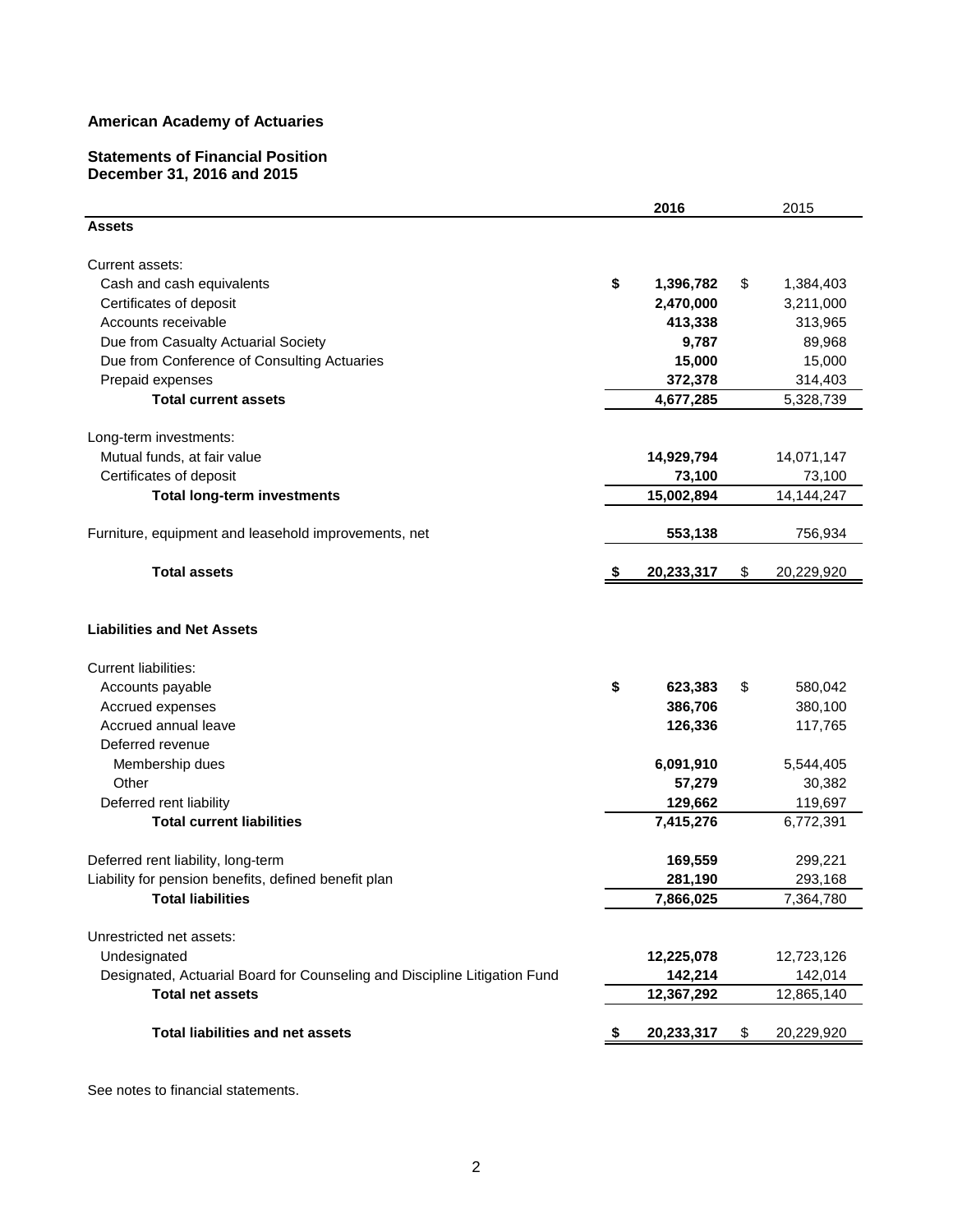**American Academy of Actuaries**

**Statements of Financial Position**
**December 31, 2016 and 2015**

| | **2016** | 2015 |
|---|---|---|
| **Assets** | | |
| Current assets: | | |
| Cash and cash equivalents | **$ 1,396,782** | $ 1,384,403 |
| Certificates of deposit | **2,470,000** | 3,211,000 |
| Accounts receivable | **413,338** | 313,965 |
| Due from Casualty Actuarial Society | **9,787** | 89,968 |
| Due from Conference of Consulting Actuaries | **15,000** | 15,000 |
| Prepaid expenses | **372,378** | 314,403 |
| **Total current assets** | **4,677,285** | 5,328,739 |
| Long-term investments: | | |
| Mutual funds, at fair value | **14,929,794** | 14,071,147 |
| Certificates of deposit | **73,100** | 73,100 |
| **Total long-term investments** | **15,002,894** | 14,144,247 |
| Furniture, equipment and leasehold improvements, net | **553,138** | 756,934 |
| **Total assets** | **$ 20,233,317** | $ 20,229,920 |
| **Liabilities and Net Assets** | | |
| Current liabilities: | | |
| Accounts payable | **$ 623,383** | $ 580,042 |
| Accrued expenses | **386,706** | 380,100 |
| Accrued annual leave | **126,336** | 117,765 |
| Deferred revenue | | |
| Membership dues | **6,091,910** | 5,544,405 |
| Other | **57,279** | 30,382 |
| Deferred rent liability | **129,662** | 119,697 |
| **Total current liabilities** | **7,415,276** | 6,772,391 |
| Deferred rent liability, long-term | **169,559** | 299,221 |
| Liability for pension benefits, defined benefit plan | **281,190** | 293,168 |
| **Total liabilities** | **7,866,025** | 7,364,780 |
| Unrestricted net assets: | | |
| Undesignated | **12,225,078** | 12,723,126 |
| Designated, Actuarial Board for Counseling and Discipline Litigation Fund | **142,214** | 142,014 |
| **Total net assets** | **12,367,292** | 12,865,140 |
| **Total liabilities and net assets** | **$ 20,233,317** | $ 20,229,920 |

See notes to financial statements.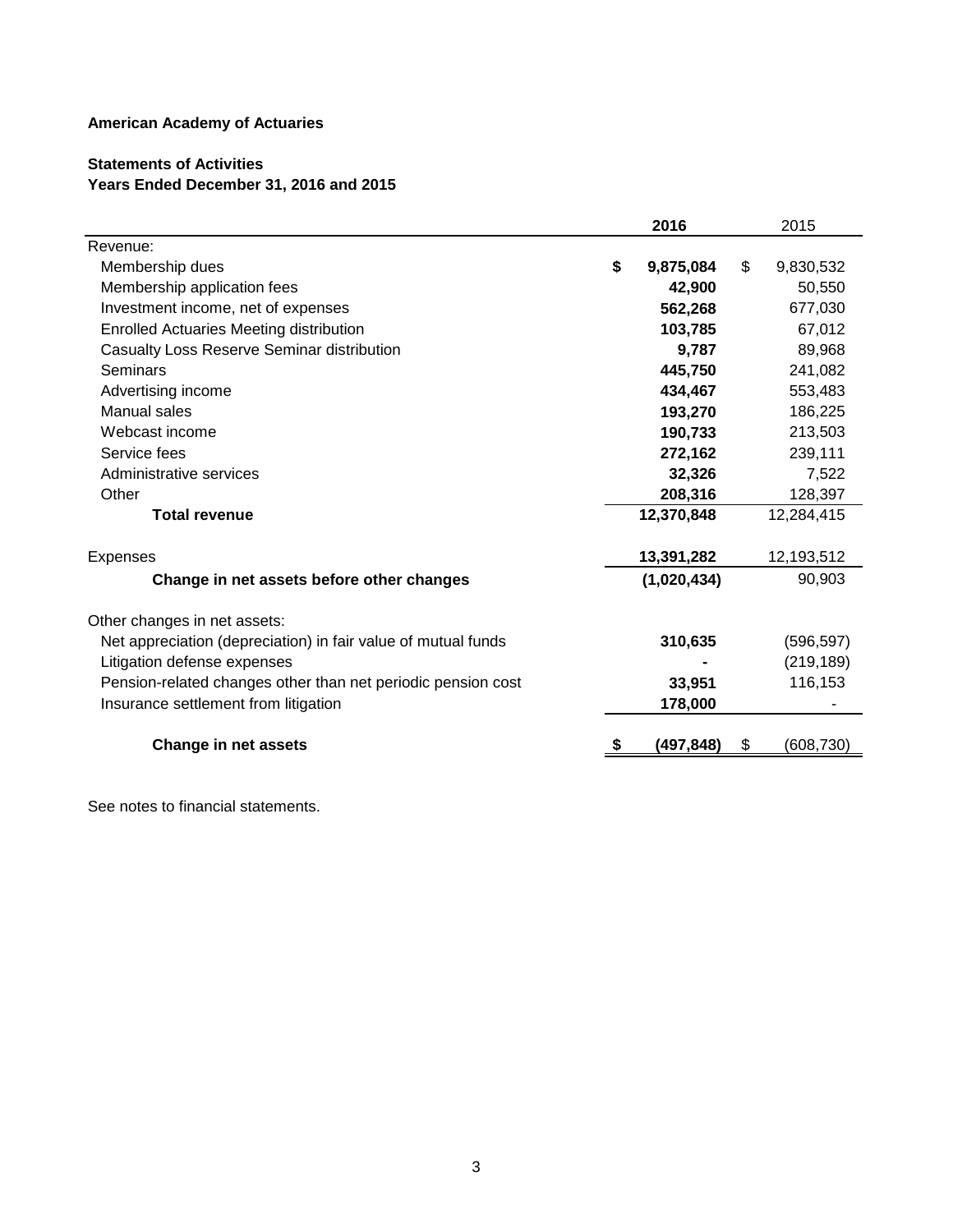**American Academy of Actuaries**

**Statements of Activities**
**Years Ended December 31, 2016 and 2015**

| | **2016** | 2015 |
|---|---|---|
| Revenue: | | |
| Membership dues | **$ 9,875,084** | $ 9,830,532 |
| Membership application fees | **42,900** | 50,550 |
| Investment income, net of expenses | **562,268** | 677,030 |
| Enrolled Actuaries Meeting distribution | **103,785** | 67,012 |
| Casualty Loss Reserve Seminar distribution | **9,787** | 89,968 |
| Seminars | **445,750** | 241,082 |
| Advertising income | **434,467** | 553,483 |
| Manual sales | **193,270** | 186,225 |
| Webcast income | **190,733** | 213,503 |
| Service fees | **272,162** | 239,111 |
| Administrative services | **32,326** | 7,522 |
| Other | **208,316** | 128,397 |
| **Total revenue** | **12,370,848** | 12,284,415 |
| | | |
| Expenses | **13,391,282** | 12,193,512 |
| **Change in net assets before other changes** | **(1,020,434)** | 90,903 |
| | | |
| Other changes in net assets: | | |
| Net appreciation (depreciation) in fair value of mutual funds | **310,635** | (596,597) |
| Litigation defense expenses | **-** | (219,189) |
| Pension-related changes other than net periodic pension cost | **33,951** | 116,153 |
| Insurance settlement from litigation | **178,000** | - |
| | | |
| **Change in net assets** | **$ (497,848)** | $ (608,730) |

See notes to financial statements.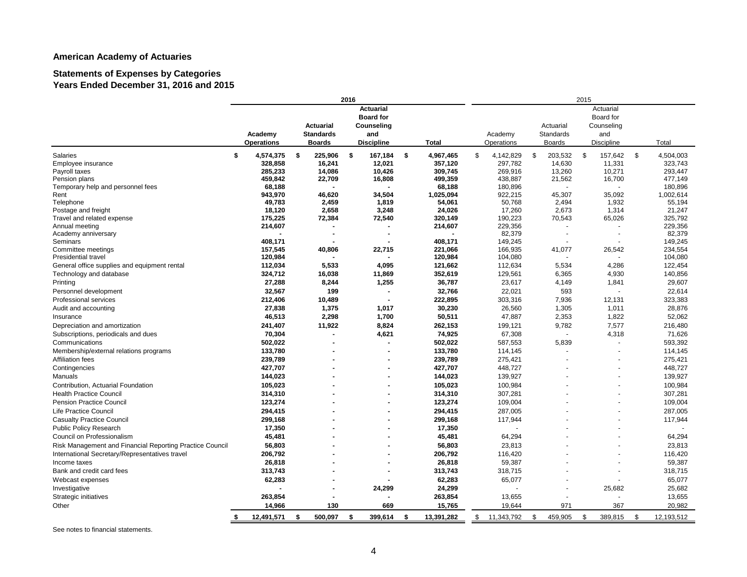**American Academy of Actuaries**

**Statements of Expenses by Categories**
**Years Ended December 31, 2016 and 2015**

| | 2016 | | | | 2015 | | | |
|---|---|---|---|---|---|---|---|---|
| | Academy Operations | Actuarial Standards Boards | Actuarial Board for Counseling and Discipline | Total | Academy Operations | Actuarial Standards Boards | Actuarial Board for Counseling and Discipline | Total |
| Salaries | $ 4,574,375 | $ 225,906 | $ 167,184 | $ 4,967,465 | $ 4,142,829 | $ 203,532 | $ 157,642 | $ 4,504,003 |
| Employee insurance | 328,858 | 16,241 | 12,021 | 357,120 | 297,782 | 14,630 | 11,331 | 323,743 |
| Payroll taxes | 285,233 | 14,086 | 10,426 | 309,745 | 269,916 | 13,260 | 10,271 | 293,447 |
| Pension plans | 459,842 | 22,709 | 16,808 | 499,359 | 438,887 | 21,562 | 16,700 | 477,149 |
| Temporary help and personnel fees | 68,188 | - | - | 68,188 | 180,896 | - | - | 180,896 |
| Rent | 943,970 | 46,620 | 34,504 | 1,025,094 | 922,215 | 45,307 | 35,092 | 1,002,614 |
| Telephone | 49,783 | 2,459 | 1,819 | 54,061 | 50,768 | 2,494 | 1,932 | 55,194 |
| Postage and freight | 18,120 | 2,658 | 3,248 | 24,026 | 17,260 | 2,673 | 1,314 | 21,247 |
| Travel and related expense | 175,225 | 72,384 | 72,540 | 320,149 | 190,223 | 70,543 | 65,026 | 325,792 |
| Annual meeting | 214,607 | - | - | 214,607 | 229,356 | - | - | 229,356 |
| Academy anniversary | - | - | - | - | 82,379 | - | - | 82,379 |
| Seminars | 408,171 | - | - | 408,171 | 149,245 | - | - | 149,245 |
| Committee meetings | 157,545 | 40,806 | 22,715 | 221,066 | 166,935 | 41,077 | 26,542 | 234,554 |
| Presidential travel | 120,984 | - | - | 120,984 | 104,080 | - | - | 104,080 |
| General office supplies and equipment rental | 112,034 | 5,533 | 4,095 | 121,662 | 112,634 | 5,534 | 4,286 | 122,454 |
| Technology and database | 324,712 | 16,038 | 11,869 | 352,619 | 129,561 | 6,365 | 4,930 | 140,856 |
| Printing | 27,288 | 8,244 | 1,255 | 36,787 | 23,617 | 4,149 | 1,841 | 29,607 |
| Personnel development | 32,567 | 199 | - | 32,766 | 22,021 | 593 | - | 22,614 |
| Professional services | 212,406 | 10,489 | - | 222,895 | 303,316 | 7,936 | 12,131 | 323,383 |
| Audit and accounting | 27,838 | 1,375 | 1,017 | 30,230 | 26,560 | 1,305 | 1,011 | 28,876 |
| Insurance | 46,513 | 2,298 | 1,700 | 50,511 | 47,887 | 2,353 | 1,822 | 52,062 |
| Depreciation and amortization | 241,407 | 11,922 | 8,824 | 262,153 | 199,121 | 9,782 | 7,577 | 216,480 |
| Subscriptions, periodicals and dues | 70,304 | - | 4,621 | 74,925 | 67,308 | - | 4,318 | 71,626 |
| Communications | 502,022 | - | - | 502,022 | 587,553 | 5,839 | - | 593,392 |
| Membership/external relations programs | 133,780 | - | - | 133,780 | 114,145 | - | - | 114,145 |
| Affiliation fees | 239,789 | - | - | 239,789 | 275,421 | - | - | 275,421 |
| Contingencies | 427,707 | - | - | 427,707 | 448,727 | - | - | 448,727 |
| Manuals | 144,023 | - | - | 144,023 | 139,927 | - | - | 139,927 |
| Contribution, Actuarial Foundation | 105,023 | - | - | 105,023 | 100,984 | - | - | 100,984 |
| Health Practice Council | 314,310 | - | - | 314,310 | 307,281 | - | - | 307,281 |
| Pension Practice Council | 123,274 | - | - | 123,274 | 109,004 | - | - | 109,004 |
| Life Practice Council | 294,415 | - | - | 294,415 | 287,005 | - | - | 287,005 |
| Casualty Practice Council | 299,168 | - | - | 299,168 | 117,944 | - | - | 117,944 |
| Public Policy Research | 17,350 | - | - | 17,350 | - | - | - | - |
| Council on Professionalism | 45,481 | - | - | 45,481 | 64,294 | - | - | 64,294 |
| Risk Management and Financial Reporting Practice Council | 56,803 | - | - | 56,803 | 23,813 | - | - | 23,813 |
| International Secretary/Representatives travel | 206,792 | - | - | 206,792 | 116,420 | - | - | 116,420 |
| Income taxes | 26,818 | - | - | 26,818 | 59,387 | - | - | 59,387 |
| Bank and credit card fees | 313,743 | - | - | 313,743 | 318,715 | - | - | 318,715 |
| Webcast expenses | 62,283 | - | - | 62,283 | 65,077 | - | - | 65,077 |
| Investigative | - | - | 24,299 | 24,299 | - | - | 25,682 | 25,682 |
| Strategic initiatives | 263,854 | - | - | 263,854 | 13,655 | - | - | 13,655 |
| Other | 14,966 | 130 | 669 | 15,765 | 19,644 | 971 | 367 | 20,982 |
| | $ 12,491,571 | $ 500,097 | $ 399,614 | $ 13,391,282 | $ 11,343,792 | $ 459,905 | $ 389,815 | $ 12,193,512 |

See notes to financial statements.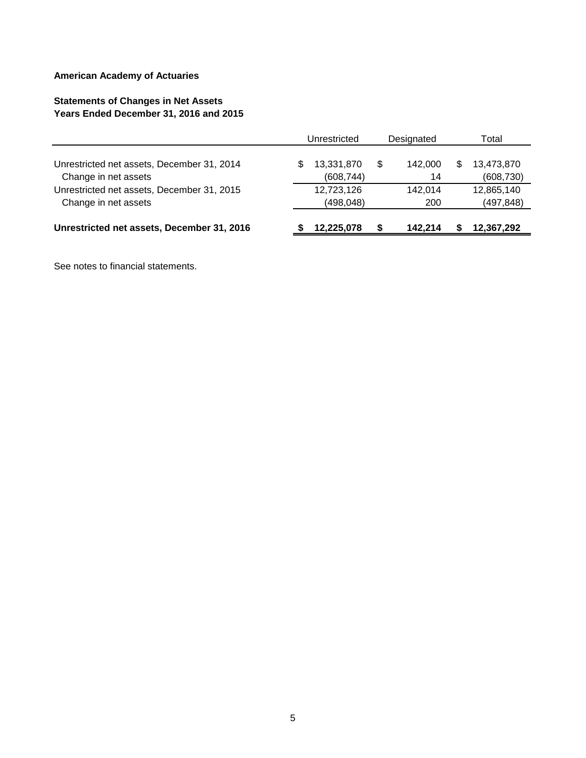**American Academy of Actuaries**

**Statements of Changes in Net Assets**
**Years Ended December 31, 2016 and 2015**

| | Unrestricted | Designated | Total |
|---|---|---|---|
| Unrestricted net assets, December 31, 2014 | $ 13,331,870 | $ 142,000 | $ 13,473,870 |
| Change in net assets | (608,744) | 14 | (608,730) |
| Unrestricted net assets, December 31, 2015 | 12,723,126 | 142,014 | 12,865,140 |
| Change in net assets | (498,048) | 200 | (497,848) |
| **Unrestricted net assets, December 31, 2016** | **$ 12,225,078** | **$ 142,214** | **$ 12,367,292** |

See notes to financial statements.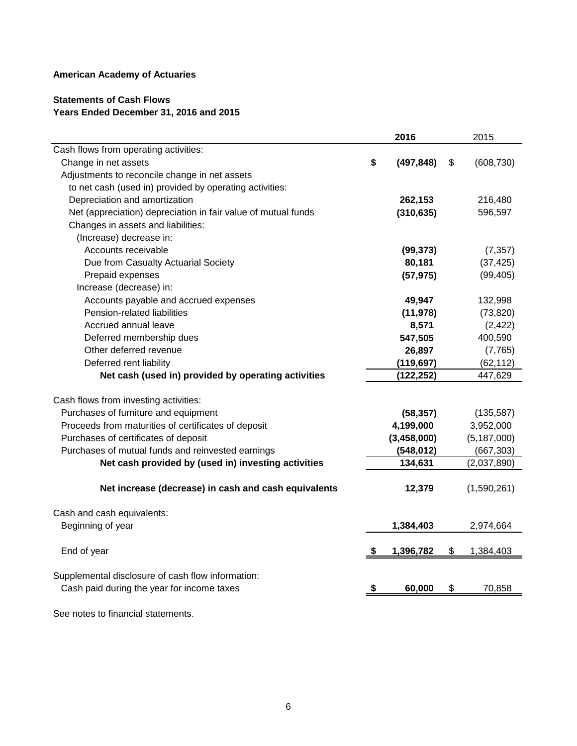**American Academy of Actuaries**

**Statements of Cash Flows**
**Years Ended December 31, 2016 and 2015**

| | **2016** | 2015 |
|---|---|---|
| Cash flows from operating activities: | | |
| Change in net assets | **$ (497,848)** | $ (608,730) |
| Adjustments to reconcile change in net assets to net cash (used in) provided by operating activities: | | |
| Depreciation and amortization | **262,153** | 216,480 |
| Net (appreciation) depreciation in fair value of mutual funds | **(310,635)** | 596,597 |
| Changes in assets and liabilities: | | |
| (Increase) decrease in: | | |
| Accounts receivable | **(99,373)** | (7,357) |
| Due from Casualty Actuarial Society | **80,181** | (37,425) |
| Prepaid expenses | **(57,975)** | (99,405) |
| Increase (decrease) in: | | |
| Accounts payable and accrued expenses | **49,947** | 132,998 |
| Pension-related liabilities | **(11,978)** | (73,820) |
| Accrued annual leave | **8,571** | (2,422) |
| Deferred membership dues | **547,505** | 400,590 |
| Other deferred revenue | **26,897** | (7,765) |
| Deferred rent liability | **(119,697)** | (62,112) |
| **Net cash (used in) provided by operating activities** | **(122,252)** | 447,629 |
| | | |
| Cash flows from investing activities: | | |
| Purchases of furniture and equipment | **(58,357)** | (135,587) |
| Proceeds from maturities of certificates of deposit | **4,199,000** | 3,952,000 |
| Purchases of certificates of deposit | **(3,458,000)** | (5,187,000) |
| Purchases of mutual funds and reinvested earnings | **(548,012)** | (667,303) |
| **Net cash provided by (used in) investing activities** | **134,631** | (2,037,890) |
| | | |
| **Net increase (decrease) in cash and cash equivalents** | **12,379** | (1,590,261) |
| | | |
| Cash and cash equivalents: | | |
| Beginning of year | **1,384,403** | 2,974,664 |
| | | |
| End of year | **$ 1,396,782** | $ 1,384,403 |
| | | |
| Supplemental disclosure of cash flow information: | | |
| Cash paid during the year for income taxes | **$ 60,000** | $ 70,858 |

See notes to financial statements.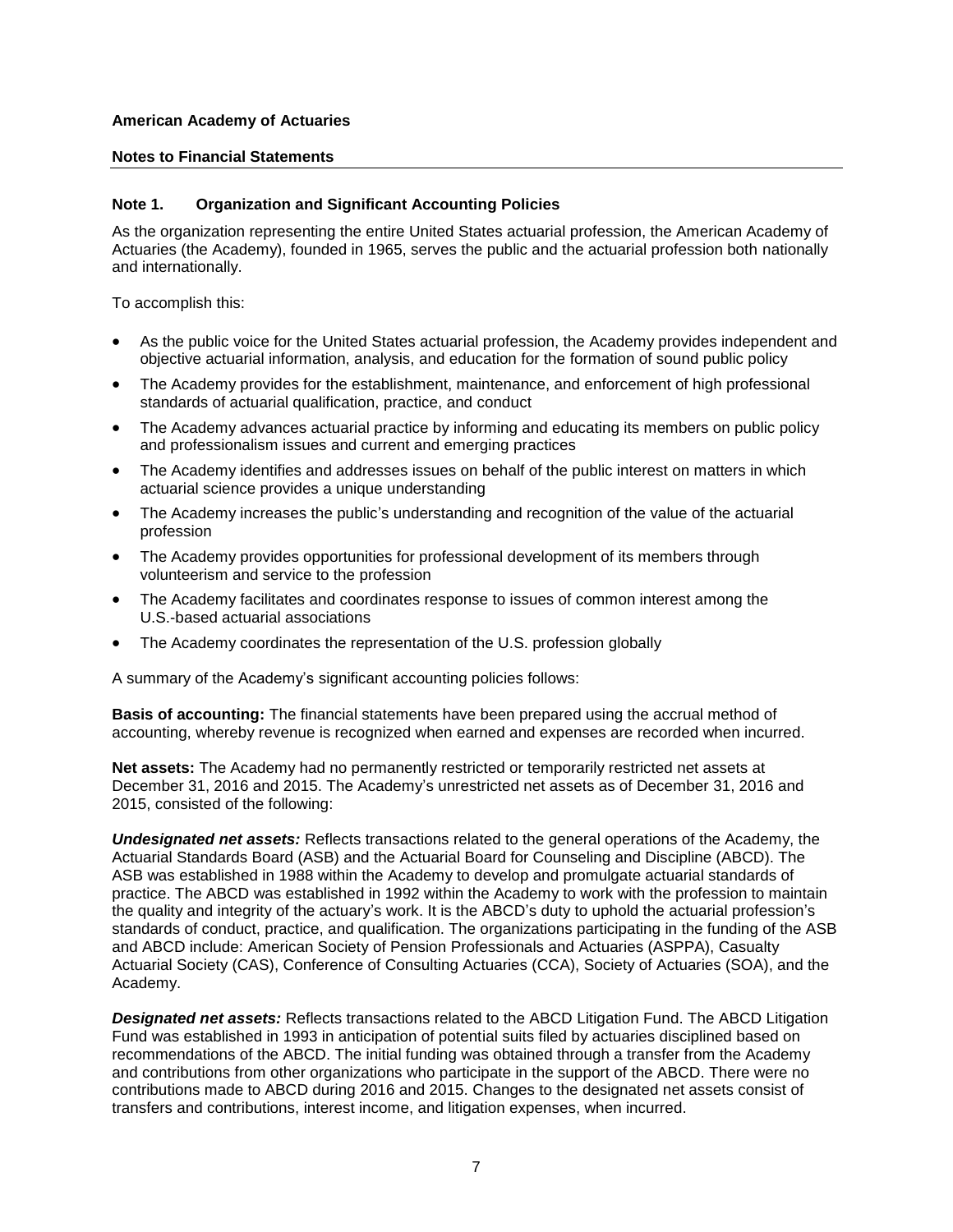**American Academy of Actuaries**

**Notes to Financial Statements**

## Note 1. Organization and Significant Accounting Policies

As the organization representing the entire United States actuarial profession, the American Academy of Actuaries (the Academy), founded in 1965, serves the public and the actuarial profession both nationally and internationally.

To accomplish this:

- As the public voice for the United States actuarial profession, the Academy provides independent and objective actuarial information, analysis, and education for the formation of sound public policy
- The Academy provides for the establishment, maintenance, and enforcement of high professional standards of actuarial qualification, practice, and conduct
- The Academy advances actuarial practice by informing and educating its members on public policy and professionalism issues and current and emerging practices
- The Academy identifies and addresses issues on behalf of the public interest on matters in which actuarial science provides a unique understanding
- The Academy increases the public's understanding and recognition of the value of the actuarial profession
- The Academy provides opportunities for professional development of its members through volunteerism and service to the profession
- The Academy facilitates and coordinates response to issues of common interest among the U.S.-based actuarial associations
- The Academy coordinates the representation of the U.S. profession globally

A summary of the Academy's significant accounting policies follows:

**Basis of accounting:** The financial statements have been prepared using the accrual method of accounting, whereby revenue is recognized when earned and expenses are recorded when incurred.

**Net assets:** The Academy had no permanently restricted or temporarily restricted net assets at December 31, 2016 and 2015. The Academy's unrestricted net assets as of December 31, 2016 and 2015, consisted of the following:

***Undesignated net assets:*** Reflects transactions related to the general operations of the Academy, the Actuarial Standards Board (ASB) and the Actuarial Board for Counseling and Discipline (ABCD). The ASB was established in 1988 within the Academy to develop and promulgate actuarial standards of practice. The ABCD was established in 1992 within the Academy to work with the profession to maintain the quality and integrity of the actuary's work. It is the ABCD's duty to uphold the actuarial profession's standards of conduct, practice, and qualification. The organizations participating in the funding of the ASB and ABCD include: American Society of Pension Professionals and Actuaries (ASPPA), Casualty Actuarial Society (CAS), Conference of Consulting Actuaries (CCA), Society of Actuaries (SOA), and the Academy.

***Designated net assets:*** Reflects transactions related to the ABCD Litigation Fund. The ABCD Litigation Fund was established in 1993 in anticipation of potential suits filed by actuaries disciplined based on recommendations of the ABCD. The initial funding was obtained through a transfer from the Academy and contributions from other organizations who participate in the support of the ABCD. There were no contributions made to ABCD during 2016 and 2015. Changes to the designated net assets consist of transfers and contributions, interest income, and litigation expenses, when incurred.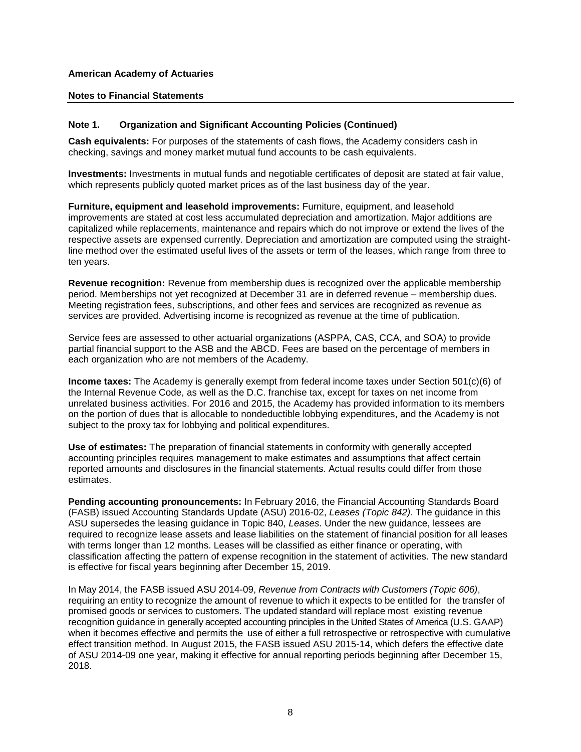**American Academy of Actuaries**

**Notes to Financial Statements**

## Note 1. Organization and Significant Accounting Policies (Continued)

**Cash equivalents:** For purposes of the statements of cash flows, the Academy considers cash in checking, savings and money market mutual fund accounts to be cash equivalents.

**Investments:** Investments in mutual funds and negotiable certificates of deposit are stated at fair value, which represents publicly quoted market prices as of the last business day of the year.

**Furniture, equipment and leasehold improvements:** Furniture, equipment, and leasehold improvements are stated at cost less accumulated depreciation and amortization. Major additions are capitalized while replacements, maintenance and repairs which do not improve or extend the lives of the respective assets are expensed currently. Depreciation and amortization are computed using the straight-line method over the estimated useful lives of the assets or term of the leases, which range from three to ten years.

**Revenue recognition:** Revenue from membership dues is recognized over the applicable membership period. Memberships not yet recognized at December 31 are in deferred revenue – membership dues. Meeting registration fees, subscriptions, and other fees and services are recognized as revenue as services are provided. Advertising income is recognized as revenue at the time of publication.

Service fees are assessed to other actuarial organizations (ASPPA, CAS, CCA, and SOA) to provide partial financial support to the ASB and the ABCD. Fees are based on the percentage of members in each organization who are not members of the Academy.

**Income taxes:** The Academy is generally exempt from federal income taxes under Section 501(c)(6) of the Internal Revenue Code, as well as the D.C. franchise tax, except for taxes on net income from unrelated business activities. For 2016 and 2015, the Academy has provided information to its members on the portion of dues that is allocable to nondeductible lobbying expenditures, and the Academy is not subject to the proxy tax for lobbying and political expenditures.

**Use of estimates:** The preparation of financial statements in conformity with generally accepted accounting principles requires management to make estimates and assumptions that affect certain reported amounts and disclosures in the financial statements. Actual results could differ from those estimates.

**Pending accounting pronouncements:** In February 2016, the Financial Accounting Standards Board (FASB) issued Accounting Standards Update (ASU) 2016-02, *Leases (Topic 842)*. The guidance in this ASU supersedes the leasing guidance in Topic 840, *Leases*. Under the new guidance, lessees are required to recognize lease assets and lease liabilities on the statement of financial position for all leases with terms longer than 12 months. Leases will be classified as either finance or operating, with classification affecting the pattern of expense recognition in the statement of activities. The new standard is effective for fiscal years beginning after December 15, 2019.

In May 2014, the FASB issued ASU 2014-09, *Revenue from Contracts with Customers (Topic 606)*, requiring an entity to recognize the amount of revenue to which it expects to be entitled for the transfer of promised goods or services to customers. The updated standard will replace most existing revenue recognition guidance in generally accepted accounting principles in the United States of America (U.S. GAAP) when it becomes effective and permits the use of either a full retrospective or retrospective with cumulative effect transition method. In August 2015, the FASB issued ASU 2015-14, which defers the effective date of ASU 2014-09 one year, making it effective for annual reporting periods beginning after December 15, 2018.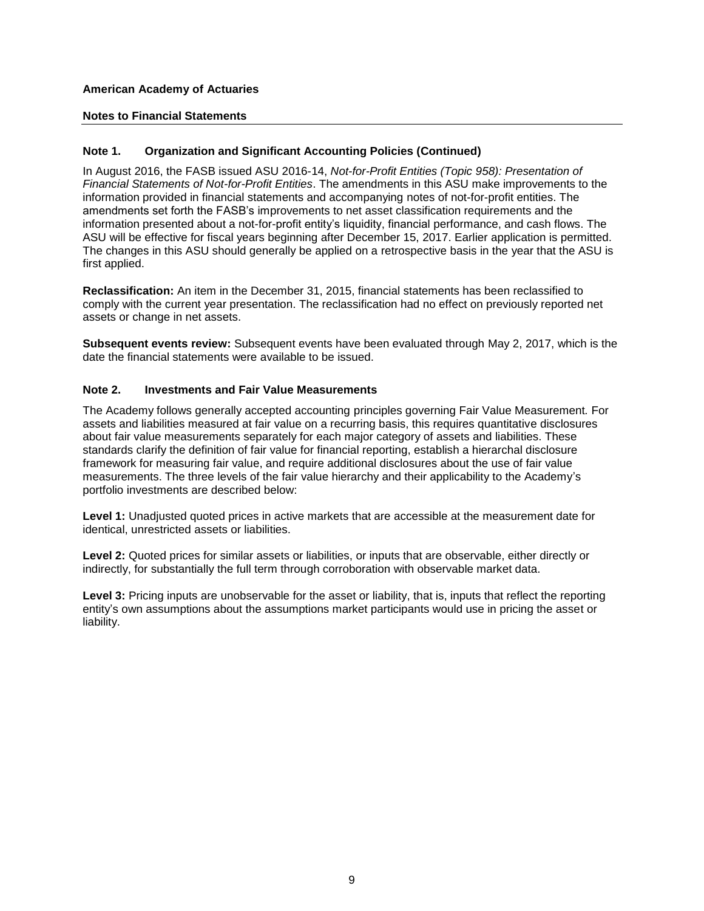**American Academy of Actuaries**

**Notes to Financial Statements**

## Note 1. Organization and Significant Accounting Policies (Continued)

In August 2016, the FASB issued ASU 2016-14, *Not-for-Profit Entities (Topic 958): Presentation of Financial Statements of Not-for-Profit Entities*. The amendments in this ASU make improvements to the information provided in financial statements and accompanying notes of not-for-profit entities. The amendments set forth the FASB's improvements to net asset classification requirements and the information presented about a not-for-profit entity's liquidity, financial performance, and cash flows. The ASU will be effective for fiscal years beginning after December 15, 2017. Earlier application is permitted. The changes in this ASU should generally be applied on a retrospective basis in the year that the ASU is first applied.

**Reclassification:** An item in the December 31, 2015, financial statements has been reclassified to comply with the current year presentation. The reclassification had no effect on previously reported net assets or change in net assets.

**Subsequent events review:** Subsequent events have been evaluated through May 2, 2017, which is the date the financial statements were available to be issued.

## Note 2. Investments and Fair Value Measurements

The Academy follows generally accepted accounting principles governing Fair Value Measurement. For assets and liabilities measured at fair value on a recurring basis, this requires quantitative disclosures about fair value measurements separately for each major category of assets and liabilities. These standards clarify the definition of fair value for financial reporting, establish a hierarchal disclosure framework for measuring fair value, and require additional disclosures about the use of fair value measurements. The three levels of the fair value hierarchy and their applicability to the Academy's portfolio investments are described below:

**Level 1:** Unadjusted quoted prices in active markets that are accessible at the measurement date for identical, unrestricted assets or liabilities.

**Level 2:** Quoted prices for similar assets or liabilities, or inputs that are observable, either directly or indirectly, for substantially the full term through corroboration with observable market data.

**Level 3:** Pricing inputs are unobservable for the asset or liability, that is, inputs that reflect the reporting entity's own assumptions about the assumptions market participants would use in pricing the asset or liability.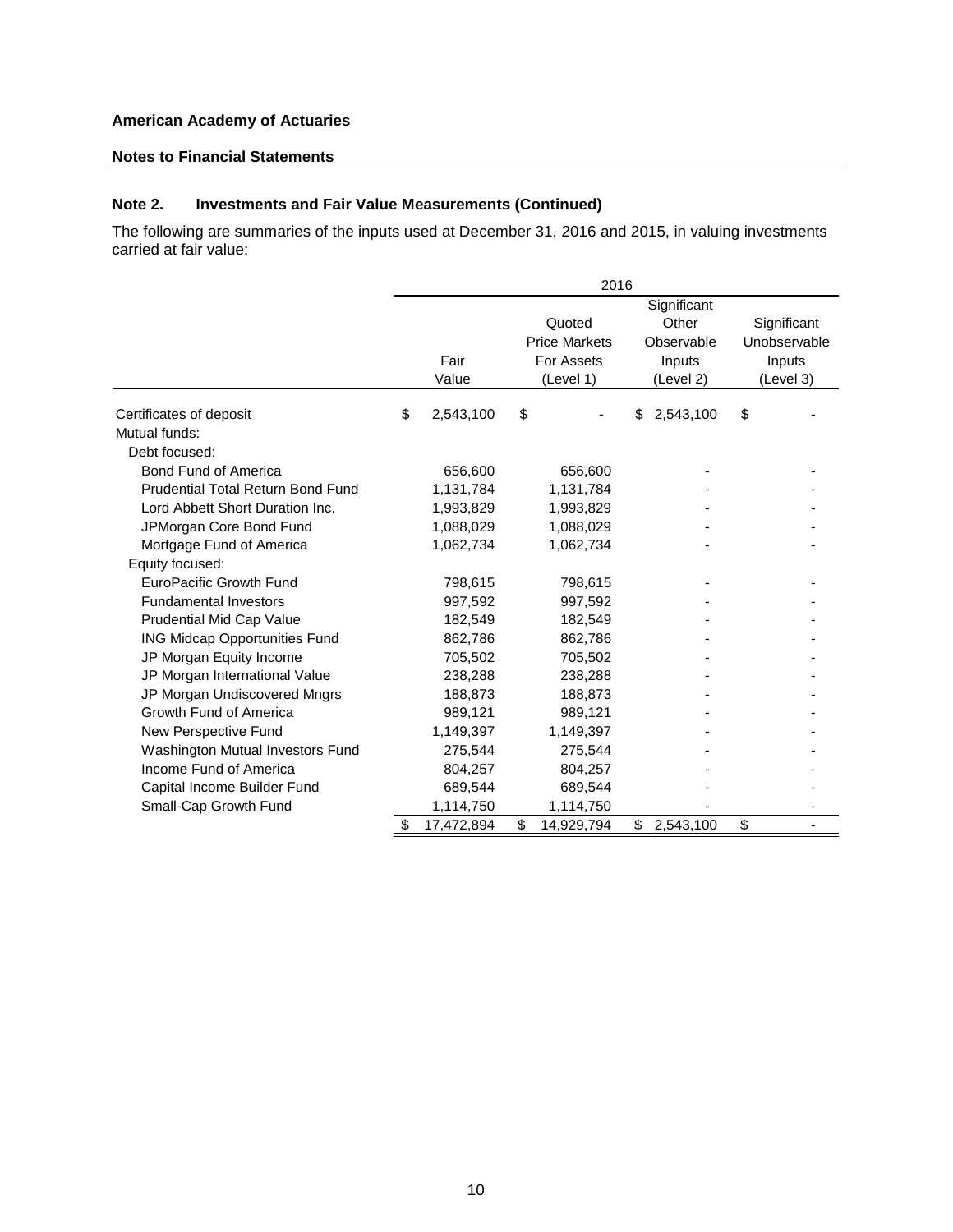**American Academy of Actuaries**

**Notes to Financial Statements**

## Note 2. Investments and Fair Value Measurements (Continued)

The following are summaries of the inputs used at December 31, 2016 and 2015, in valuing investments carried at fair value:

| | 2016 | | | |
|---|---|---|---|---|
| | Fair Value | Quoted Price Markets For Assets (Level 1) | Significant Other Observable Inputs (Level 2) | Significant Unobservable Inputs (Level 3) |
| Certificates of deposit | $ 2,543,100 | $ - | $ 2,543,100 | $ - |
| Mutual funds: | | | | |
| Debt focused: | | | | |
| Bond Fund of America | 656,600 | 656,600 | - | - |
| Prudential Total Return Bond Fund | 1,131,784 | 1,131,784 | - | - |
| Lord Abbett Short Duration Inc. | 1,993,829 | 1,993,829 | - | - |
| JPMorgan Core Bond Fund | 1,088,029 | 1,088,029 | - | - |
| Mortgage Fund of America | 1,062,734 | 1,062,734 | - | - |
| Equity focused: | | | | |
| EuroPacific Growth Fund | 798,615 | 798,615 | - | - |
| Fundamental Investors | 997,592 | 997,592 | - | - |
| Prudential Mid Cap Value | 182,549 | 182,549 | - | - |
| ING Midcap Opportunities Fund | 862,786 | 862,786 | - | - |
| JP Morgan Equity Income | 705,502 | 705,502 | - | - |
| JP Morgan International Value | 238,288 | 238,288 | - | - |
| JP Morgan Undiscovered Mngrs | 188,873 | 188,873 | - | - |
| Growth Fund of America | 989,121 | 989,121 | - | - |
| New Perspective Fund | 1,149,397 | 1,149,397 | - | - |
| Washington Mutual Investors Fund | 275,544 | 275,544 | - | - |
| Income Fund of America | 804,257 | 804,257 | - | - |
| Capital Income Builder Fund | 689,544 | 689,544 | - | - |
| Small-Cap Growth Fund | 1,114,750 | 1,114,750 | - | - |
| | $ 17,472,894 | $ 14,929,794 | $ 2,543,100 | $ - |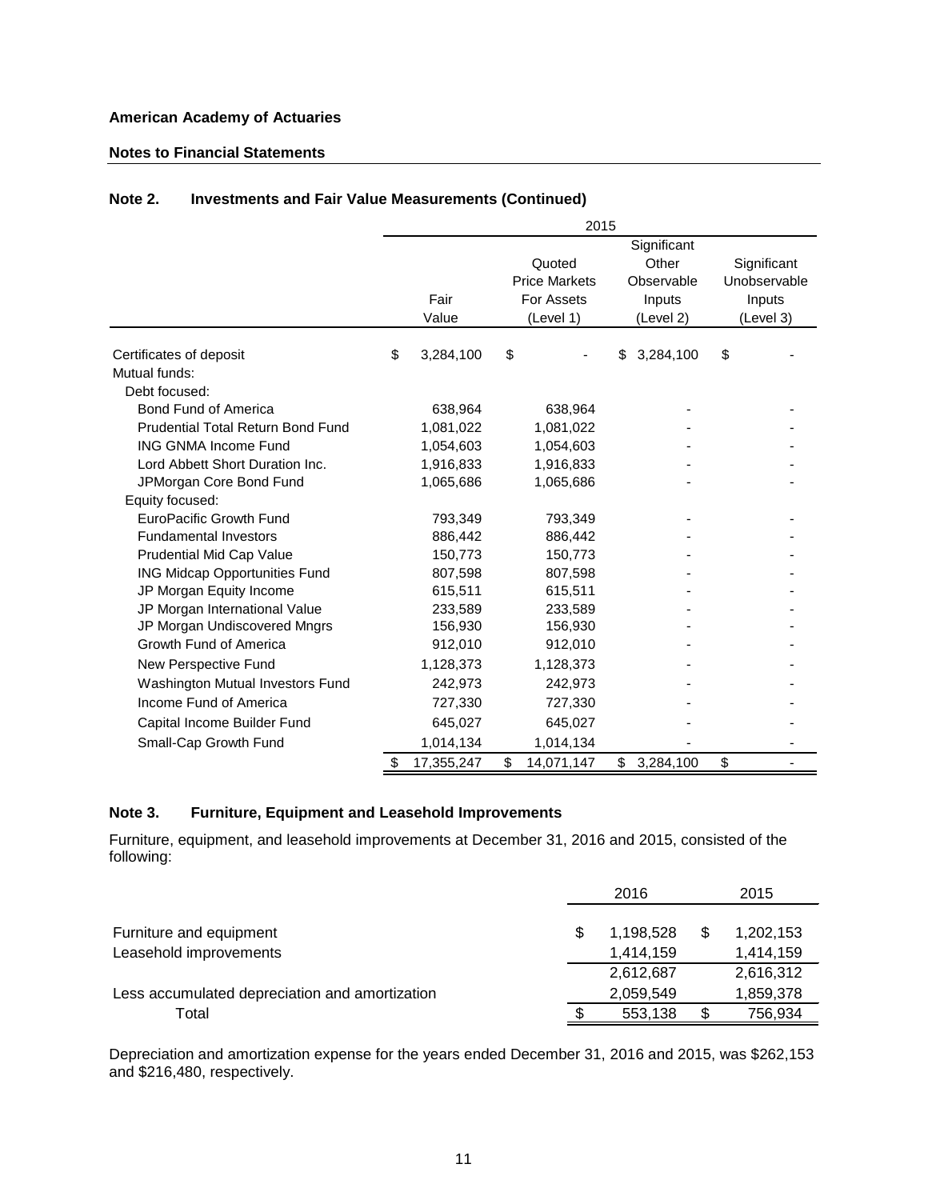**American Academy of Actuaries**

**Notes to Financial Statements**

## Note 2. Investments and Fair Value Measurements (Continued)

| | 2015 | | | |
|---|---|---|---|---|
| | Fair Value | Quoted Price Markets For Assets (Level 1) | Significant Other Observable Inputs (Level 2) | Significant Unobservable Inputs (Level 3) |
| Certificates of deposit | $ 3,284,100 | $ - | $ 3,284,100 | $ - |
| Mutual funds: | | | | |
| Debt focused: | | | | |
| Bond Fund of America | 638,964 | 638,964 | - | - |
| Prudential Total Return Bond Fund | 1,081,022 | 1,081,022 | - | - |
| ING GNMA Income Fund | 1,054,603 | 1,054,603 | - | - |
| Lord Abbett Short Duration Inc. | 1,916,833 | 1,916,833 | - | - |
| JPMorgan Core Bond Fund | 1,065,686 | 1,065,686 | - | - |
| Equity focused: | | | | |
| EuroPacific Growth Fund | 793,349 | 793,349 | - | - |
| Fundamental Investors | 886,442 | 886,442 | - | - |
| Prudential Mid Cap Value | 150,773 | 150,773 | - | - |
| ING Midcap Opportunities Fund | 807,598 | 807,598 | - | - |
| JP Morgan Equity Income | 615,511 | 615,511 | - | - |
| JP Morgan International Value | 233,589 | 233,589 | - | - |
| JP Morgan Undiscovered Mngrs | 156,930 | 156,930 | - | - |
| Growth Fund of America | 912,010 | 912,010 | - | - |
| New Perspective Fund | 1,128,373 | 1,128,373 | - | - |
| Washington Mutual Investors Fund | 242,973 | 242,973 | - | - |
| Income Fund of America | 727,330 | 727,330 | - | - |
| Capital Income Builder Fund | 645,027 | 645,027 | - | - |
| Small-Cap Growth Fund | 1,014,134 | 1,014,134 | - | - |
| | $ 17,355,247 | $ 14,071,147 | $ 3,284,100 | $ - |

## Note 3. Furniture, Equipment and Leasehold Improvements

Furniture, equipment, and leasehold improvements at December 31, 2016 and 2015, consisted of the following:

| | 2016 | 2015 |
|---|---|---|
| Furniture and equipment | $ 1,198,528 | $ 1,202,153 |
| Leasehold improvements | 1,414,159 | 1,414,159 |
| | 2,612,687 | 2,616,312 |
| Less accumulated depreciation and amortization | 2,059,549 | 1,859,378 |
| Total | $ 553,138 | $ 756,934 |

Depreciation and amortization expense for the years ended December 31, 2016 and 2015, was $262,153 and $216,480, respectively.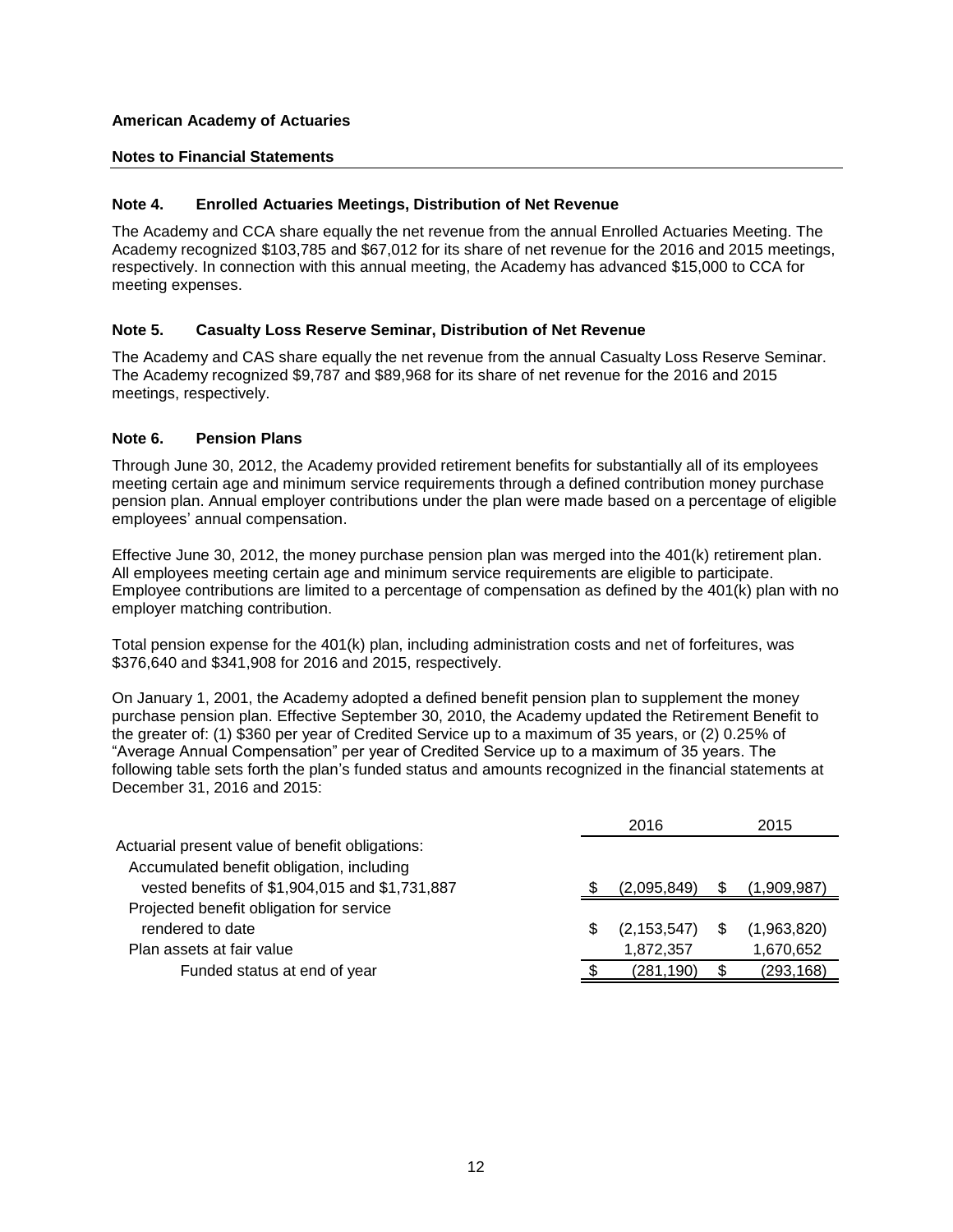**American Academy of Actuaries**

**Notes to Financial Statements**

### Note 4. Enrolled Actuaries Meetings, Distribution of Net Revenue

The Academy and CCA share equally the net revenue from the annual Enrolled Actuaries Meeting. The Academy recognized $103,785 and $67,012 for its share of net revenue for the 2016 and 2015 meetings, respectively. In connection with this annual meeting, the Academy has advanced $15,000 to CCA for meeting expenses.

### Note 5. Casualty Loss Reserve Seminar, Distribution of Net Revenue

The Academy and CAS share equally the net revenue from the annual Casualty Loss Reserve Seminar. The Academy recognized $9,787 and $89,968 for its share of net revenue for the 2016 and 2015 meetings, respectively.

### Note 6. Pension Plans

Through June 30, 2012, the Academy provided retirement benefits for substantially all of its employees meeting certain age and minimum service requirements through a defined contribution money purchase pension plan. Annual employer contributions under the plan were made based on a percentage of eligible employees' annual compensation.

Effective June 30, 2012, the money purchase pension plan was merged into the 401(k) retirement plan. All employees meeting certain age and minimum service requirements are eligible to participate. Employee contributions are limited to a percentage of compensation as defined by the 401(k) plan with no employer matching contribution.

Total pension expense for the 401(k) plan, including administration costs and net of forfeitures, was $376,640 and $341,908 for 2016 and 2015, respectively.

On January 1, 2001, the Academy adopted a defined benefit pension plan to supplement the money purchase pension plan. Effective September 30, 2010, the Academy updated the Retirement Benefit to the greater of: (1) $360 per year of Credited Service up to a maximum of 35 years, or (2) 0.25% of "Average Annual Compensation" per year of Credited Service up to a maximum of 35 years. The following table sets forth the plan's funded status and amounts recognized in the financial statements at December 31, 2016 and 2015:

| | 2016 | 2015 |
|---|---|---|
| Actuarial present value of benefit obligations: | | |
| Accumulated benefit obligation, including vested benefits of $1,904,015 and $1,731,887 | $ (2,095,849) | $ (1,909,987) |
| Projected benefit obligation for service rendered to date | $ (2,153,547) | $ (1,963,820) |
| Plan assets at fair value | 1,872,357 | 1,670,652 |
| Funded status at end of year | $ (281,190) | $ (293,168) |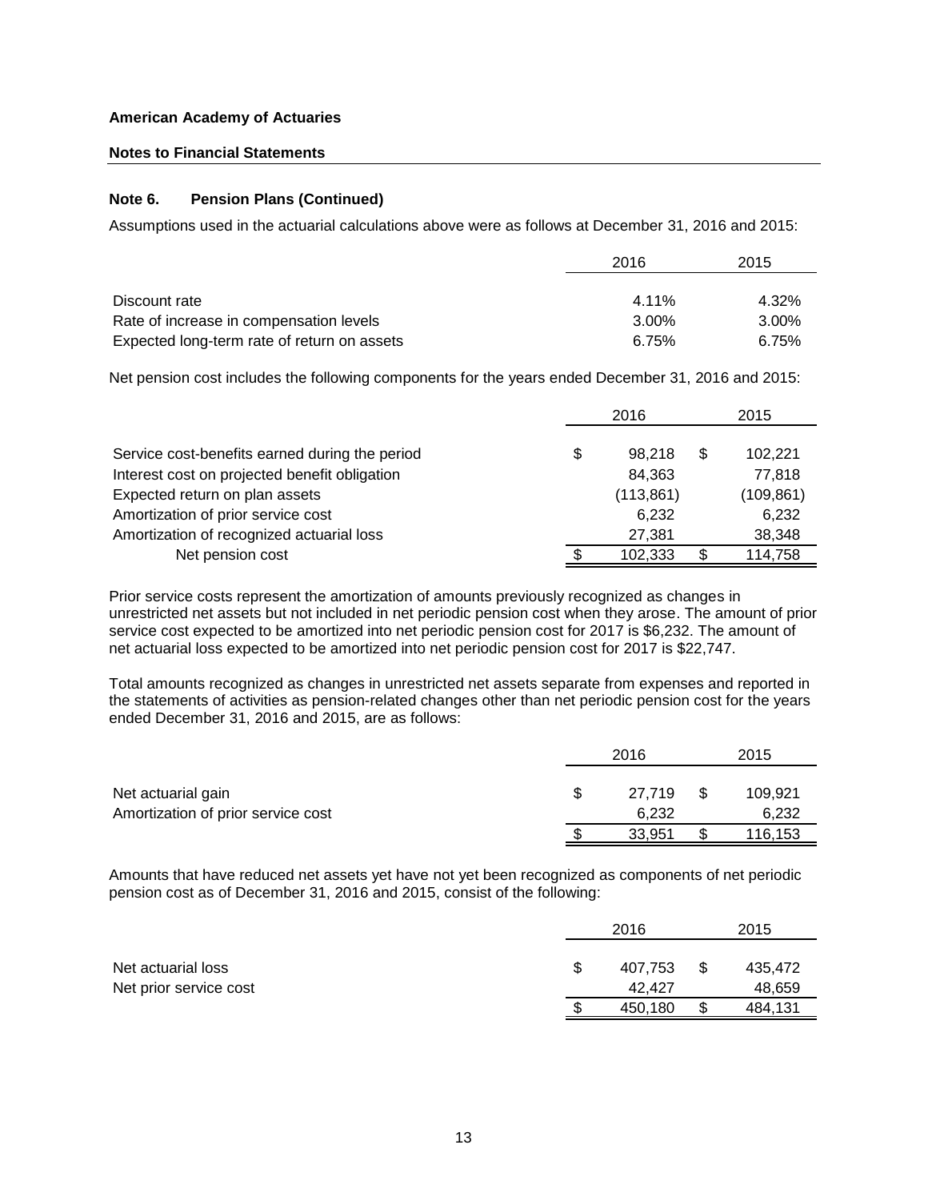**American Academy of Actuaries**

**Notes to Financial Statements**

### Note 6. Pension Plans (Continued)

Assumptions used in the actuarial calculations above were as follows at December 31, 2016 and 2015:

| | 2016 | 2015 |
|---|---|---|
| Discount rate | 4.11% | 4.32% |
| Rate of increase in compensation levels | 3.00% | 3.00% |
| Expected long-term rate of return on assets | 6.75% | 6.75% |

Net pension cost includes the following components for the years ended December 31, 2016 and 2015:

| | 2016 | 2015 |
|---|---|---|
| Service cost-benefits earned during the period | $ 98,218 | $ 102,221 |
| Interest cost on projected benefit obligation | 84,363 | 77,818 |
| Expected return on plan assets | (113,861) | (109,861) |
| Amortization of prior service cost | 6,232 | 6,232 |
| Amortization of recognized actuarial loss | 27,381 | 38,348 |
| Net pension cost | $ 102,333 | $ 114,758 |

Prior service costs represent the amortization of amounts previously recognized as changes in unrestricted net assets but not included in net periodic pension cost when they arose. The amount of prior service cost expected to be amortized into net periodic pension cost for 2017 is $6,232. The amount of net actuarial loss expected to be amortized into net periodic pension cost for 2017 is $22,747.

Total amounts recognized as changes in unrestricted net assets separate from expenses and reported in the statements of activities as pension-related changes other than net periodic pension cost for the years ended December 31, 2016 and 2015, are as follows:

| | 2016 | 2015 |
|---|---|---|
| Net actuarial gain | $ 27,719 | $ 109,921 |
| Amortization of prior service cost | 6,232 | 6,232 |
| | $ 33,951 | $ 116,153 |

Amounts that have reduced net assets yet have not yet been recognized as components of net periodic pension cost as of December 31, 2016 and 2015, consist of the following:

| | 2016 | 2015 |
|---|---|---|
| Net actuarial loss | $ 407,753 | $ 435,472 |
| Net prior service cost | 42,427 | 48,659 |
| | $ 450,180 | $ 484,131 |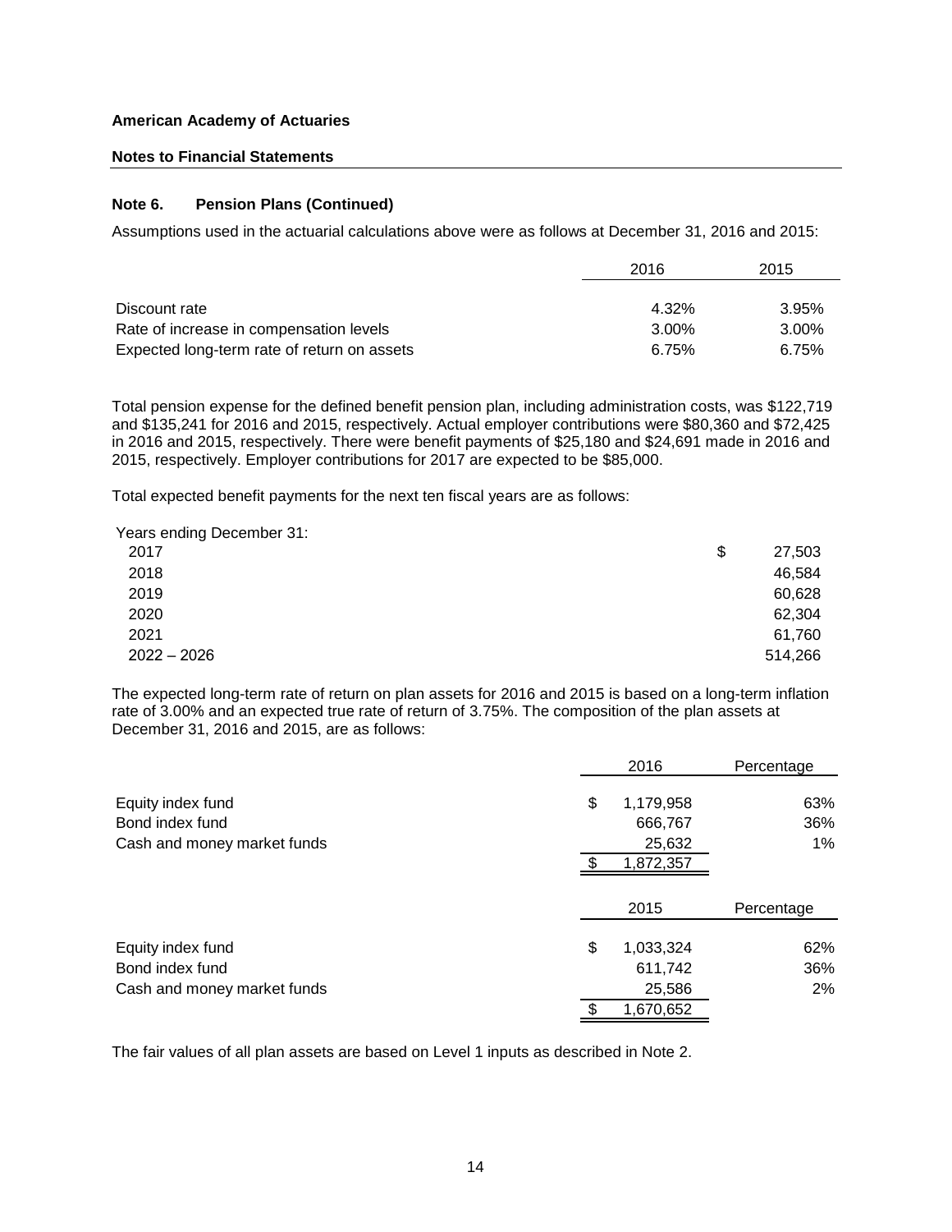**American Academy of Actuaries**

**Notes to Financial Statements**

### Note 6. Pension Plans (Continued)

Assumptions used in the actuarial calculations above were as follows at December 31, 2016 and 2015:

| | 2016 | 2015 |
|---|---|---|
| Discount rate | 4.32% | 3.95% |
| Rate of increase in compensation levels | 3.00% | 3.00% |
| Expected long-term rate of return on assets | 6.75% | 6.75% |

Total pension expense for the defined benefit pension plan, including administration costs, was $122,719 and $135,241 for 2016 and 2015, respectively. Actual employer contributions were $80,360 and $72,425 in 2016 and 2015, respectively. There were benefit payments of $25,180 and $24,691 made in 2016 and 2015, respectively. Employer contributions for 2017 are expected to be $85,000.

Total expected benefit payments for the next ten fiscal years are as follows:

| Years ending December 31: | |
|---|---|
| 2017 | $ 27,503 |
| 2018 | 46,584 |
| 2019 | 60,628 |
| 2020 | 62,304 |
| 2021 | 61,760 |
| 2022 – 2026 | 514,266 |

The expected long-term rate of return on plan assets for 2016 and 2015 is based on a long-term inflation rate of 3.00% and an expected true rate of return of 3.75%. The composition of the plan assets at December 31, 2016 and 2015, are as follows:

| | 2016 | Percentage |
|---|---|---|
| Equity index fund | $ 1,179,958 | 63% |
| Bond index fund | 666,767 | 36% |
| Cash and money market funds | 25,632 | 1% |
| | $ 1,872,357 | |

| | 2015 | Percentage |
|---|---|---|
| Equity index fund | $ 1,033,324 | 62% |
| Bond index fund | 611,742 | 36% |
| Cash and money market funds | 25,586 | 2% |
| | $ 1,670,652 | |

The fair values of all plan assets are based on Level 1 inputs as described in Note 2.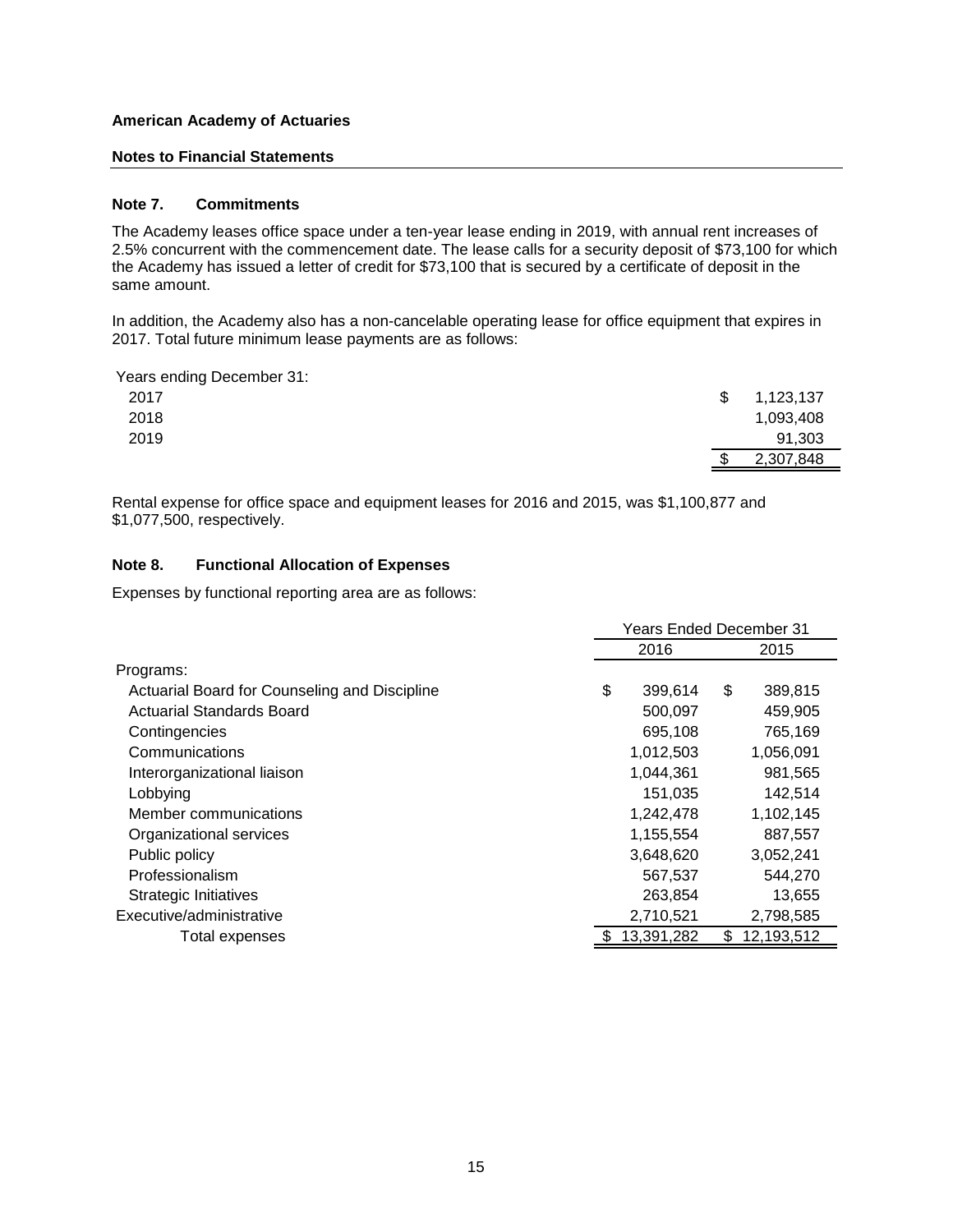**American Academy of Actuaries**

**Notes to Financial Statements**

## Note 7. Commitments

The Academy leases office space under a ten-year lease ending in 2019, with annual rent increases of 2.5% concurrent with the commencement date. The lease calls for a security deposit of $73,100 for which the Academy has issued a letter of credit for $73,100 that is secured by a certificate of deposit in the same amount.

In addition, the Academy also has a non-cancelable operating lease for office equipment that expires in 2017. Total future minimum lease payments are as follows:

| Years ending December 31: | |
|---|---|
| 2017 | $ 1,123,137 |
| 2018 | 1,093,408 |
| 2019 | 91,303 |
| | $ 2,307,848 |

Rental expense for office space and equipment leases for 2016 and 2015, was $1,100,877 and $1,077,500, respectively.

## Note 8. Functional Allocation of Expenses

Expenses by functional reporting area are as follows:

| | Years Ended December 31 | |
|---|---|---|
| | 2016 | 2015 |
| Programs: | | |
| Actuarial Board for Counseling and Discipline | $ 399,614 | $ 389,815 |
| Actuarial Standards Board | 500,097 | 459,905 |
| Contingencies | 695,108 | 765,169 |
| Communications | 1,012,503 | 1,056,091 |
| Interorganizational liaison | 1,044,361 | 981,565 |
| Lobbying | 151,035 | 142,514 |
| Member communications | 1,242,478 | 1,102,145 |
| Organizational services | 1,155,554 | 887,557 |
| Public policy | 3,648,620 | 3,052,241 |
| Professionalism | 567,537 | 544,270 |
| Strategic Initiatives | 263,854 | 13,655 |
| Executive/administrative | 2,710,521 | 2,798,585 |
| Total expenses | $ 13,391,282 | $ 12,193,512 |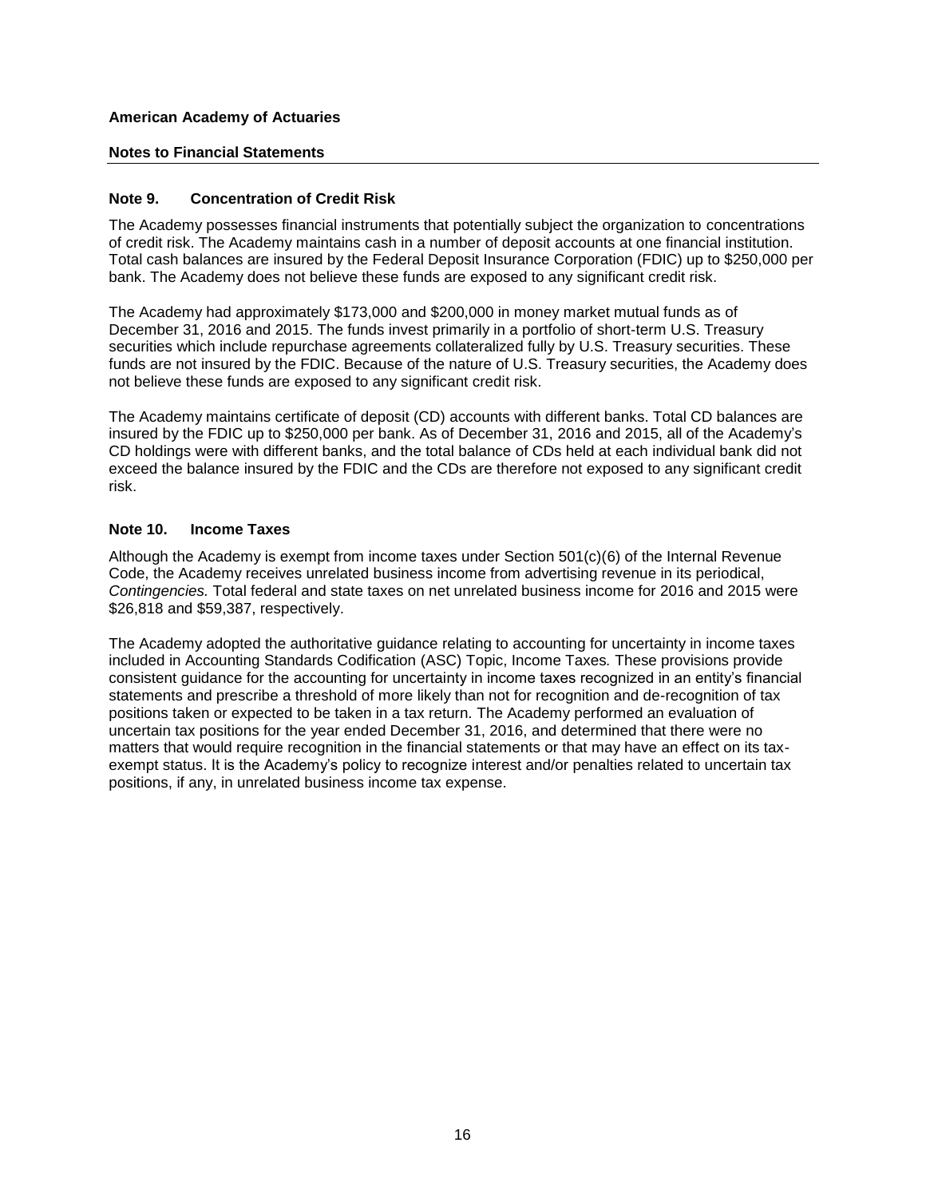**American Academy of Actuaries**

**Notes to Financial Statements**

## Note 9. Concentration of Credit Risk

The Academy possesses financial instruments that potentially subject the organization to concentrations of credit risk. The Academy maintains cash in a number of deposit accounts at one financial institution. Total cash balances are insured by the Federal Deposit Insurance Corporation (FDIC) up to $250,000 per bank. The Academy does not believe these funds are exposed to any significant credit risk.

The Academy had approximately $173,000 and $200,000 in money market mutual funds as of December 31, 2016 and 2015. The funds invest primarily in a portfolio of short-term U.S. Treasury securities which include repurchase agreements collateralized fully by U.S. Treasury securities. These funds are not insured by the FDIC. Because of the nature of U.S. Treasury securities, the Academy does not believe these funds are exposed to any significant credit risk.

The Academy maintains certificate of deposit (CD) accounts with different banks. Total CD balances are insured by the FDIC up to $250,000 per bank. As of December 31, 2016 and 2015, all of the Academy's CD holdings were with different banks, and the total balance of CDs held at each individual bank did not exceed the balance insured by the FDIC and the CDs are therefore not exposed to any significant credit risk.

## Note 10. Income Taxes

Although the Academy is exempt from income taxes under Section 501(c)(6) of the Internal Revenue Code, the Academy receives unrelated business income from advertising revenue in its periodical, *Contingencies.* Total federal and state taxes on net unrelated business income for 2016 and 2015 were $26,818 and $59,387, respectively.

The Academy adopted the authoritative guidance relating to accounting for uncertainty in income taxes included in Accounting Standards Codification (ASC) Topic, Income Taxes*.* These provisions provide consistent guidance for the accounting for uncertainty in income taxes recognized in an entity's financial statements and prescribe a threshold of more likely than not for recognition and de-recognition of tax positions taken or expected to be taken in a tax return. The Academy performed an evaluation of uncertain tax positions for the year ended December 31, 2016, and determined that there were no matters that would require recognition in the financial statements or that may have an effect on its tax-exempt status. It is the Academy's policy to recognize interest and/or penalties related to uncertain tax positions, if any, in unrelated business income tax expense.